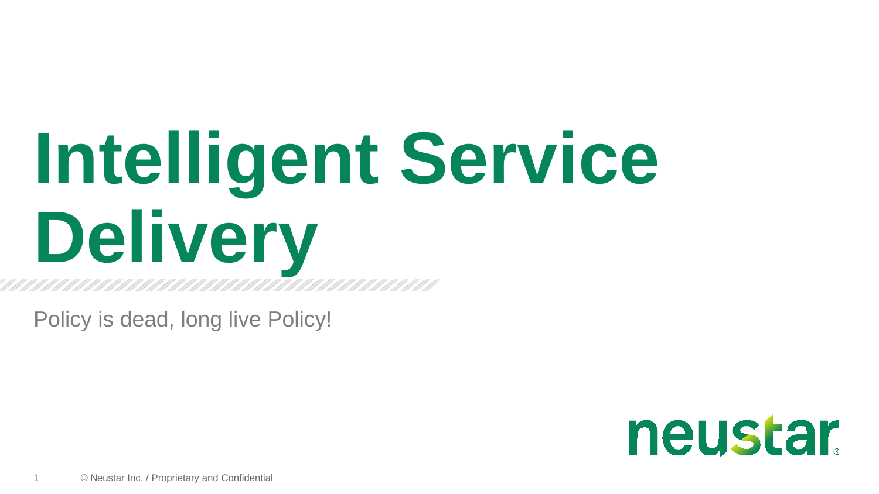# Intelligent Service Delivery

Policy is dead, long live Policy!

neustar

© Neustar Inc. / Proprietary and Confidential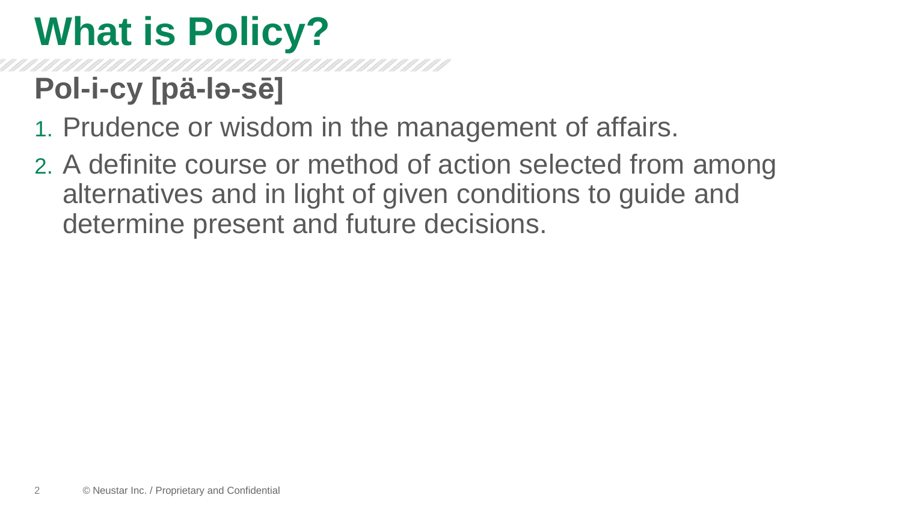# What is Policy?

## Pol-i-cy [pä-lə-sē]

1. Prudence or wisdom in the management of affairs.
2. A definite course or method of action selected from among alternatives and in light of given conditions to guide and determine present and future decisions.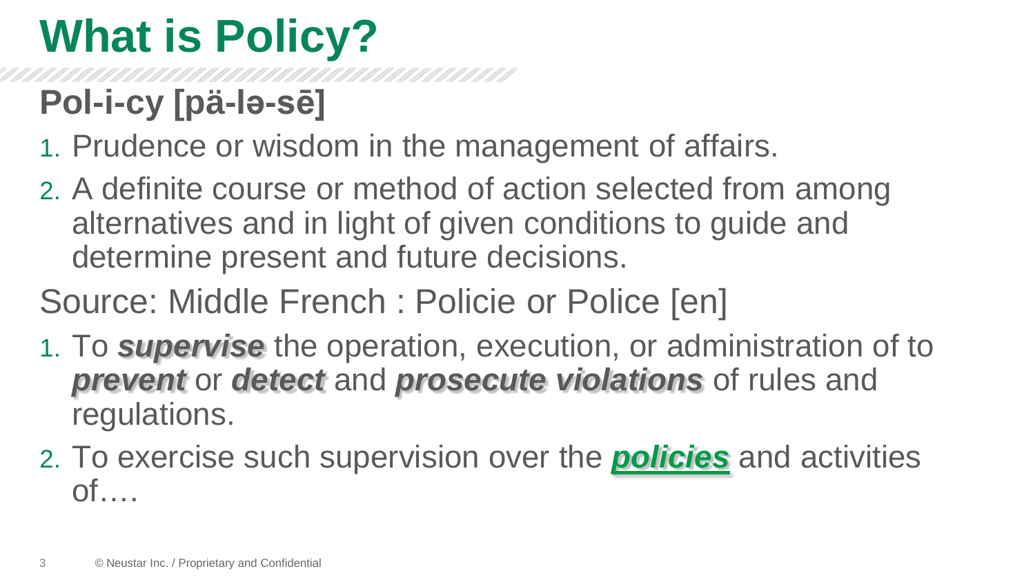# What is Policy?

## Pol-i-cy [pä-lə-sē]

1. Prudence or wisdom in the management of affairs.
2. A definite course or method of action selected from among alternatives and in light of given conditions to guide and determine present and future decisions.

Source: Middle French : Policie or Police [en]

1. To ***supervise*** the operation, execution, or administration of to ***prevent*** or ***detect*** and ***prosecute violations*** of rules and regulations.
2. To exercise such supervision over the ***policies*** and activities of….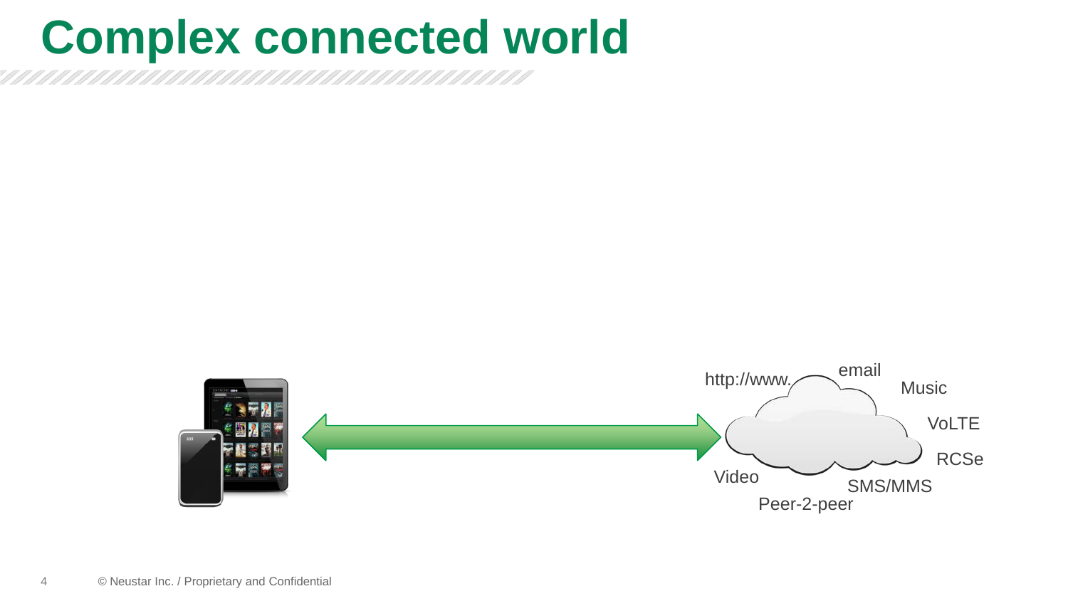# Complex connected world

http://www.

email

Music

VoLTE

RCSe

Video

SMS/MMS

Peer-2-peer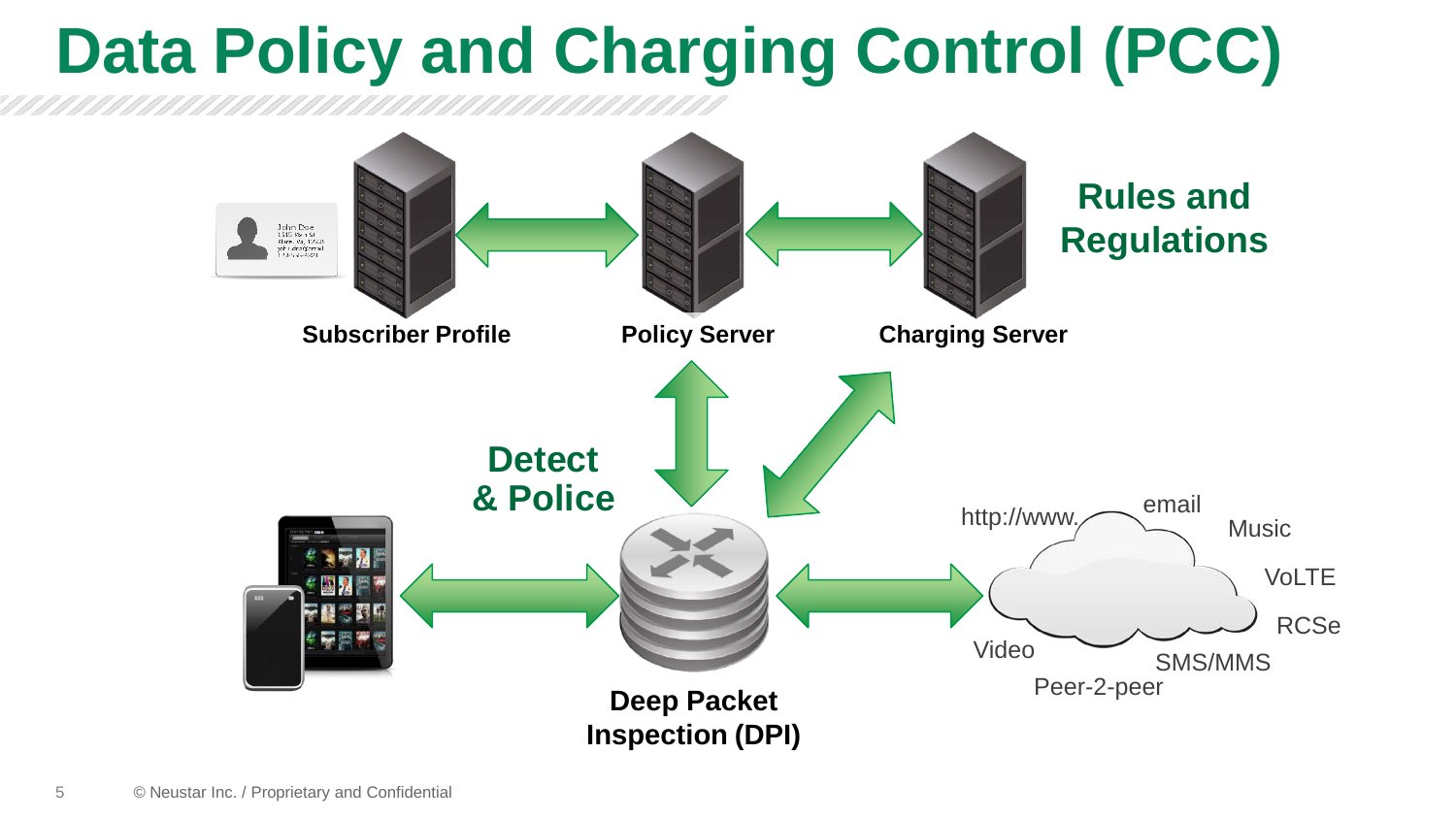# Data Policy and Charging Control (PCC)

Rules and Regulations

Subscriber Profile

Policy Server

Charging Server

Detect & Police

Deep Packet Inspection (DPI)

http://www.

email

Music

VoLTE

RCSe

Video

SMS/MMS

Peer-2-peer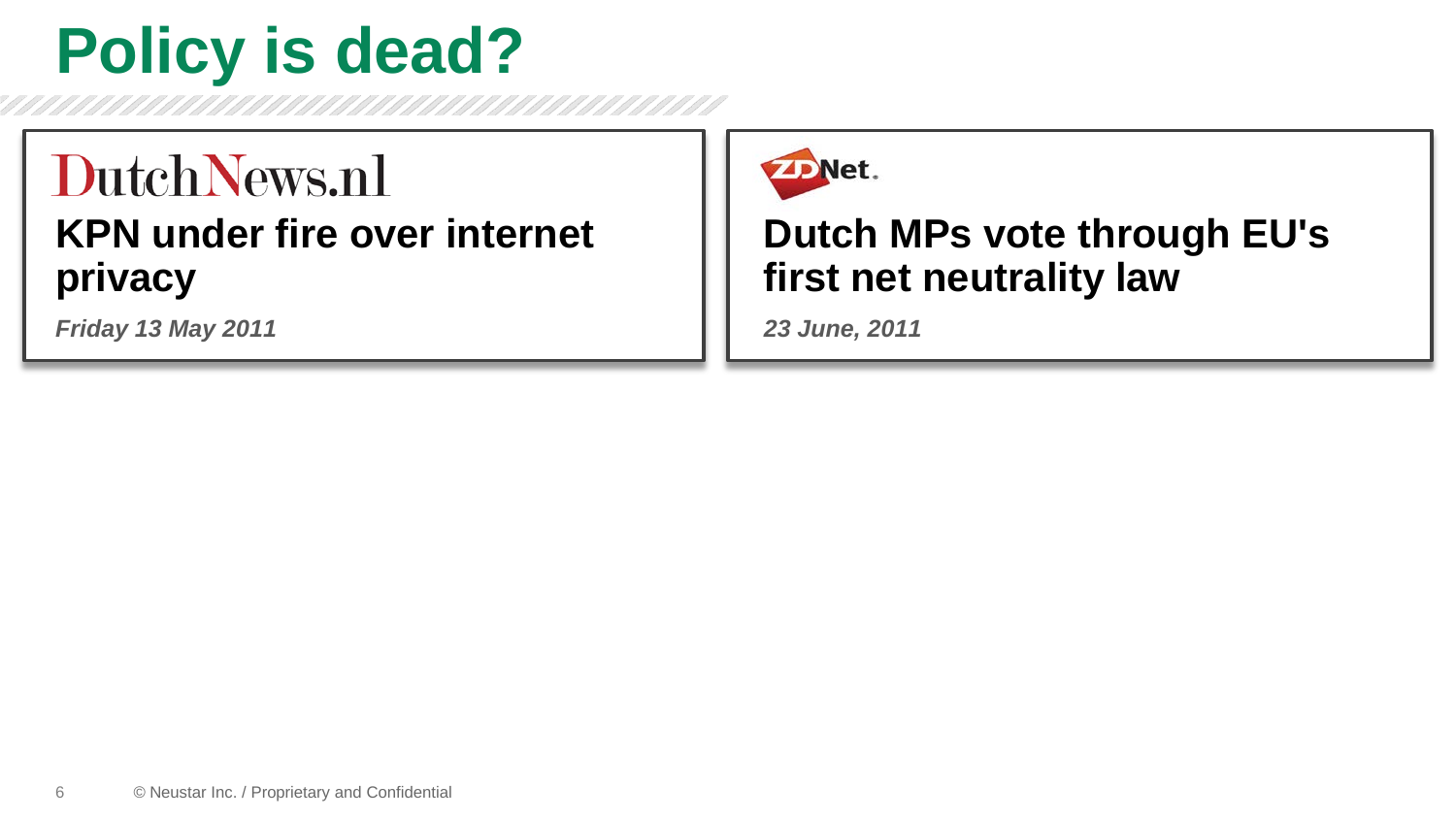# Policy is dead?

DutchNews.nl

**KPN under fire over internet privacy**

*Friday 13 May 2011*

ZDNet.

**Dutch MPs vote through EU's first net neutrality law**

*23 June, 2011*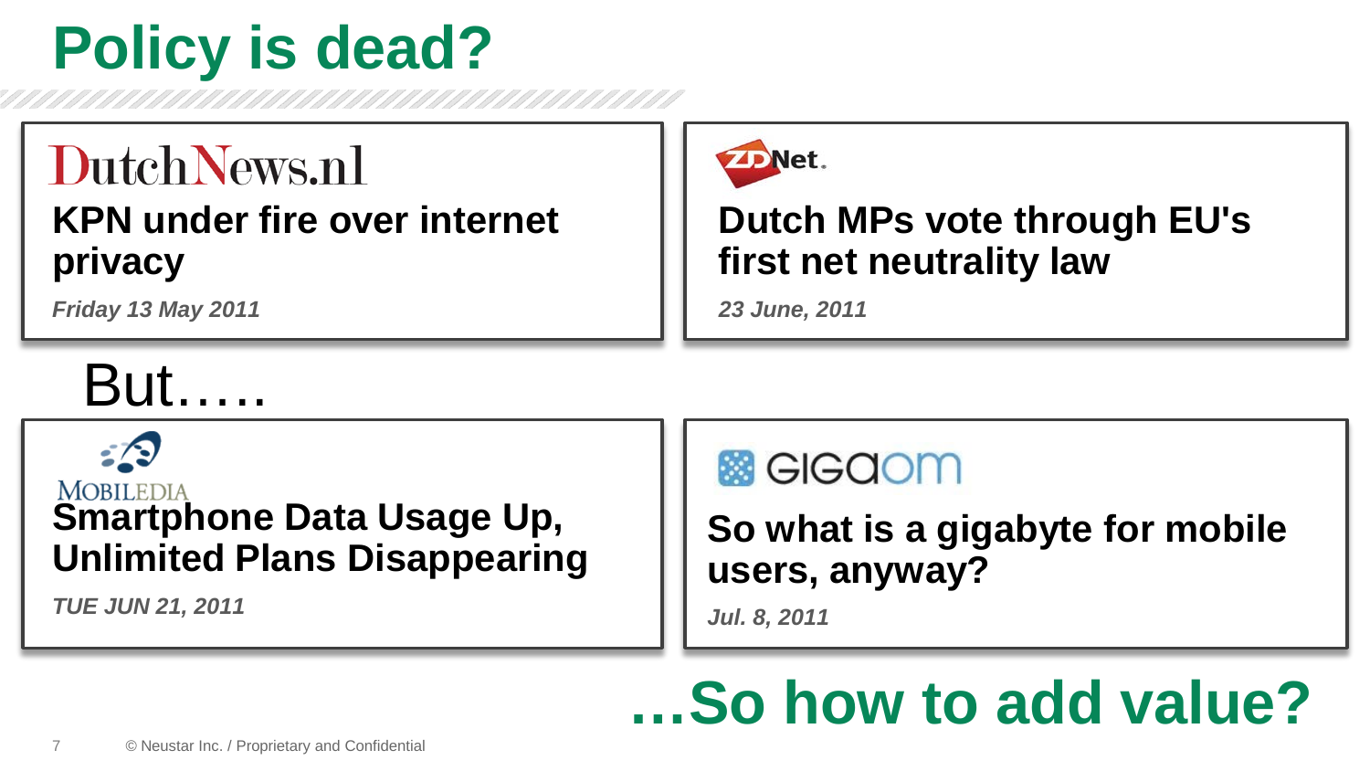# Policy is dead?

DutchNews.nl

**KPN under fire over internet privacy**

*Friday 13 May 2011*

ZDNet.

**Dutch MPs vote through EU's first net neutrality law**

*23 June, 2011*

But…..

MOBILEDIA

**Smartphone Data Usage Up, Unlimited Plans Disappearing**

*TUE JUN 21, 2011*

GIGAOM

**So what is a gigabyte for mobile users, anyway?**

*Jul. 8, 2011*

## …So how to add value?

© Neustar Inc. / Proprietary and Confidential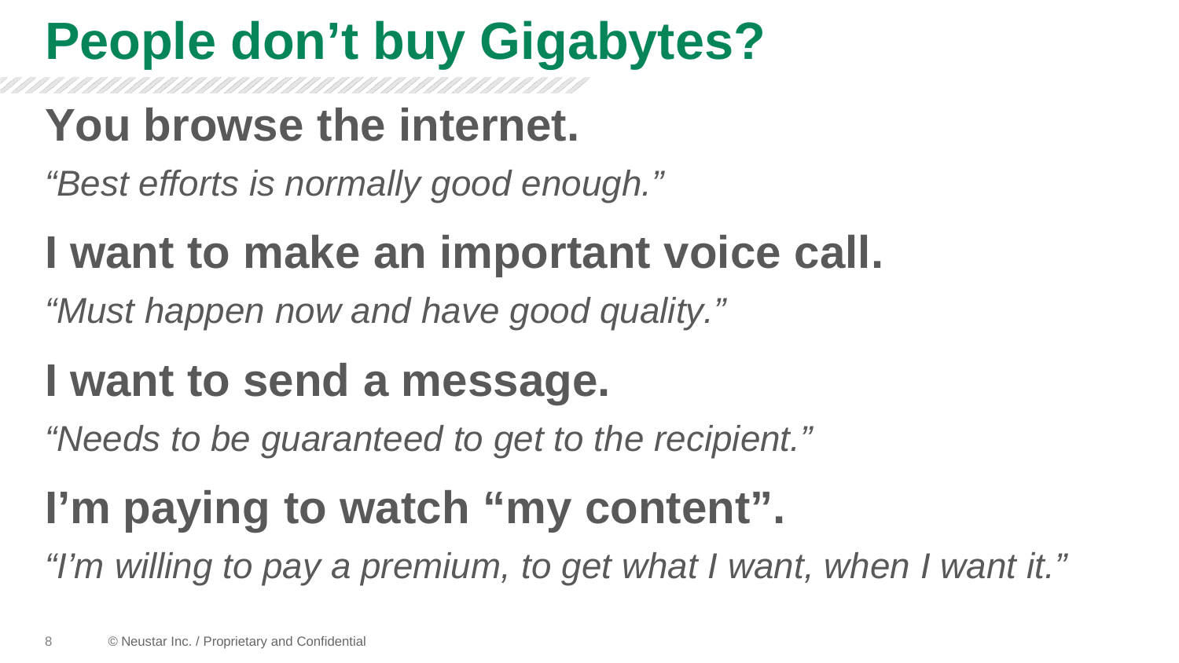# People don't buy Gigabytes?

## You browse the internet.

*"Best efforts is normally good enough."*

## I want to make an important voice call.

*"Must happen now and have good quality."*

## I want to send a message.

*"Needs to be guaranteed to get to the recipient."*

## I'm paying to watch "my content".

*"I'm willing to pay a premium, to get what I want, when I want it."*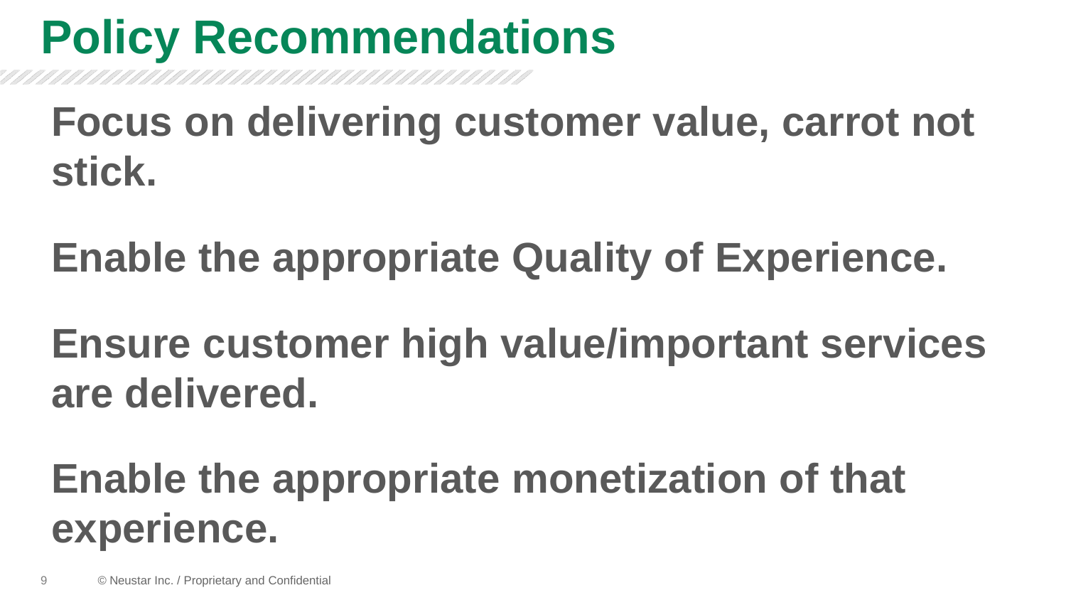# Policy Recommendations

**Focus on delivering customer value, carrot not stick.**

**Enable the appropriate Quality of Experience.**

**Ensure customer high value/important services are delivered.**

**Enable the appropriate monetization of that experience.**